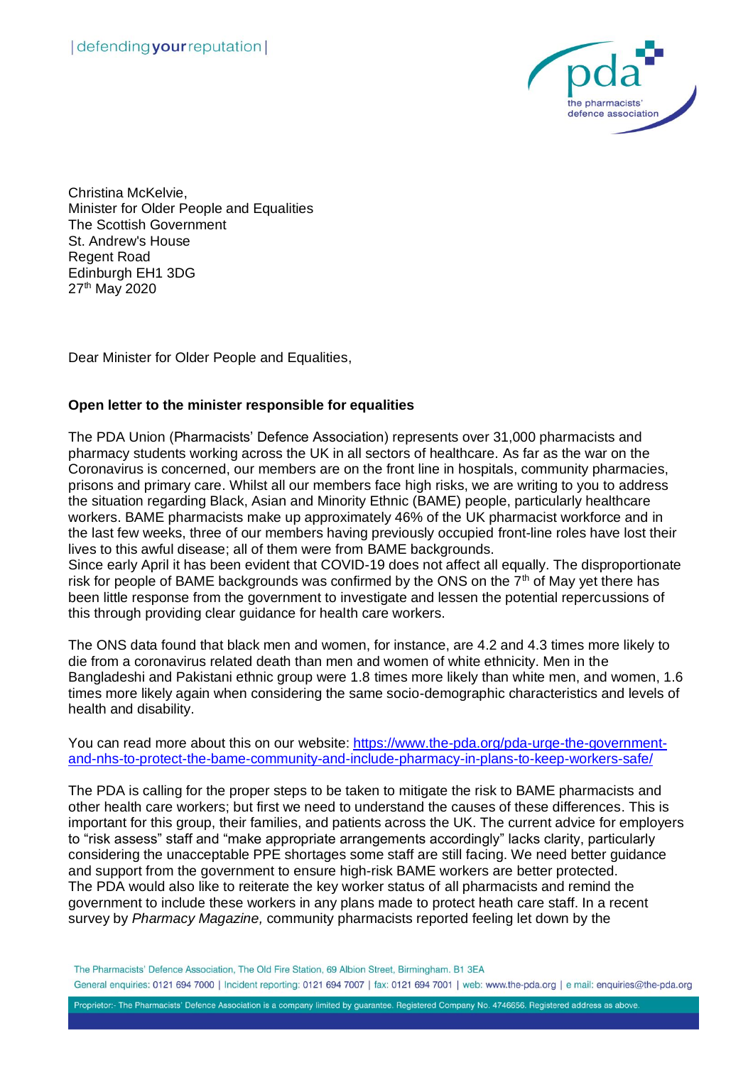|defending**your**reputation|

Christina McKelvie,
Minister for Older People and Equalities
The Scottish Government
St. Andrew's House
Regent Road
Edinburgh EH1 3DG
27th May 2020

Dear Minister for Older People and Equalities,

**Open letter to the minister responsible for equalities**

The PDA Union (Pharmacists' Defence Association) represents over 31,000 pharmacists and pharmacy students working across the UK in all sectors of healthcare. As far as the war on the Coronavirus is concerned, our members are on the front line in hospitals, community pharmacies, prisons and primary care. Whilst all our members face high risks, we are writing to you to address the situation regarding Black, Asian and Minority Ethnic (BAME) people, particularly healthcare workers. BAME pharmacists make up approximately 46% of the UK pharmacist workforce and in the last few weeks, three of our members having previously occupied front-line roles have lost their lives to this awful disease; all of them were from BAME backgrounds.
Since early April it has been evident that COVID-19 does not affect all equally. The disproportionate risk for people of BAME backgrounds was confirmed by the ONS on the 7th of May yet there has been little response from the government to investigate and lessen the potential repercussions of this through providing clear guidance for health care workers.

The ONS data found that black men and women, for instance, are 4.2 and 4.3 times more likely to die from a coronavirus related death than men and women of white ethnicity. Men in the Bangladeshi and Pakistani ethnic group were 1.8 times more likely than white men, and women, 1.6 times more likely again when considering the same socio-demographic characteristics and levels of health and disability.

You can read more about this on our website: [https://www.the-pda.org/pda-urge-the-government-and-nhs-to-protect-the-bame-community-and-include-pharmacy-in-plans-to-keep-workers-safe/](https://www.the-pda.org/pda-urge-the-government-and-nhs-to-protect-the-bame-community-and-include-pharmacy-in-plans-to-keep-workers-safe/)

The PDA is calling for the proper steps to be taken to mitigate the risk to BAME pharmacists and other health care workers; but first we need to understand the causes of these differences. This is important for this group, their families, and patients across the UK. The current advice for employers to "risk assess" staff and "make appropriate arrangements accordingly" lacks clarity, particularly considering the unacceptable PPE shortages some staff are still facing. We need better guidance and support from the government to ensure high-risk BAME workers are better protected.
The PDA would also like to reiterate the key worker status of all pharmacists and remind the government to include these workers in any plans made to protect heath care staff. In a recent survey by *Pharmacy Magazine,* community pharmacists reported feeling let down by the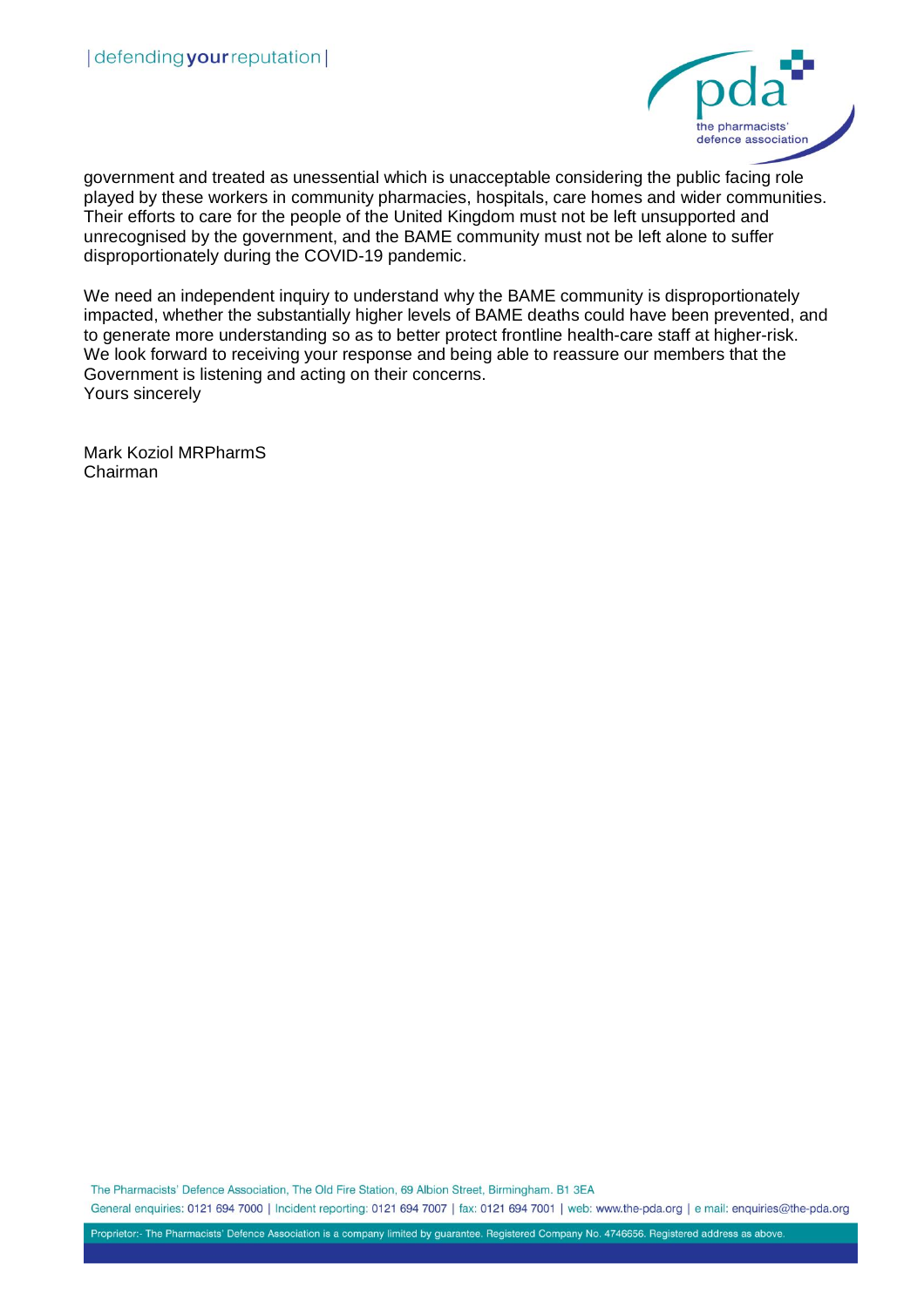government and treated as unessential which is unacceptable considering the public facing role played by these workers in community pharmacies, hospitals, care homes and wider communities. Their efforts to care for the people of the United Kingdom must not be left unsupported and unrecognised by the government, and the BAME community must not be left alone to suffer disproportionately during the COVID-19 pandemic.

We need an independent inquiry to understand why the BAME community is disproportionately impacted, whether the substantially higher levels of BAME deaths could have been prevented, and to generate more understanding so as to better protect frontline health-care staff at higher-risk. We look forward to receiving your response and being able to reassure our members that the Government is listening and acting on their concerns.
Yours sincerely

Mark Koziol MRPharmS
Chairman